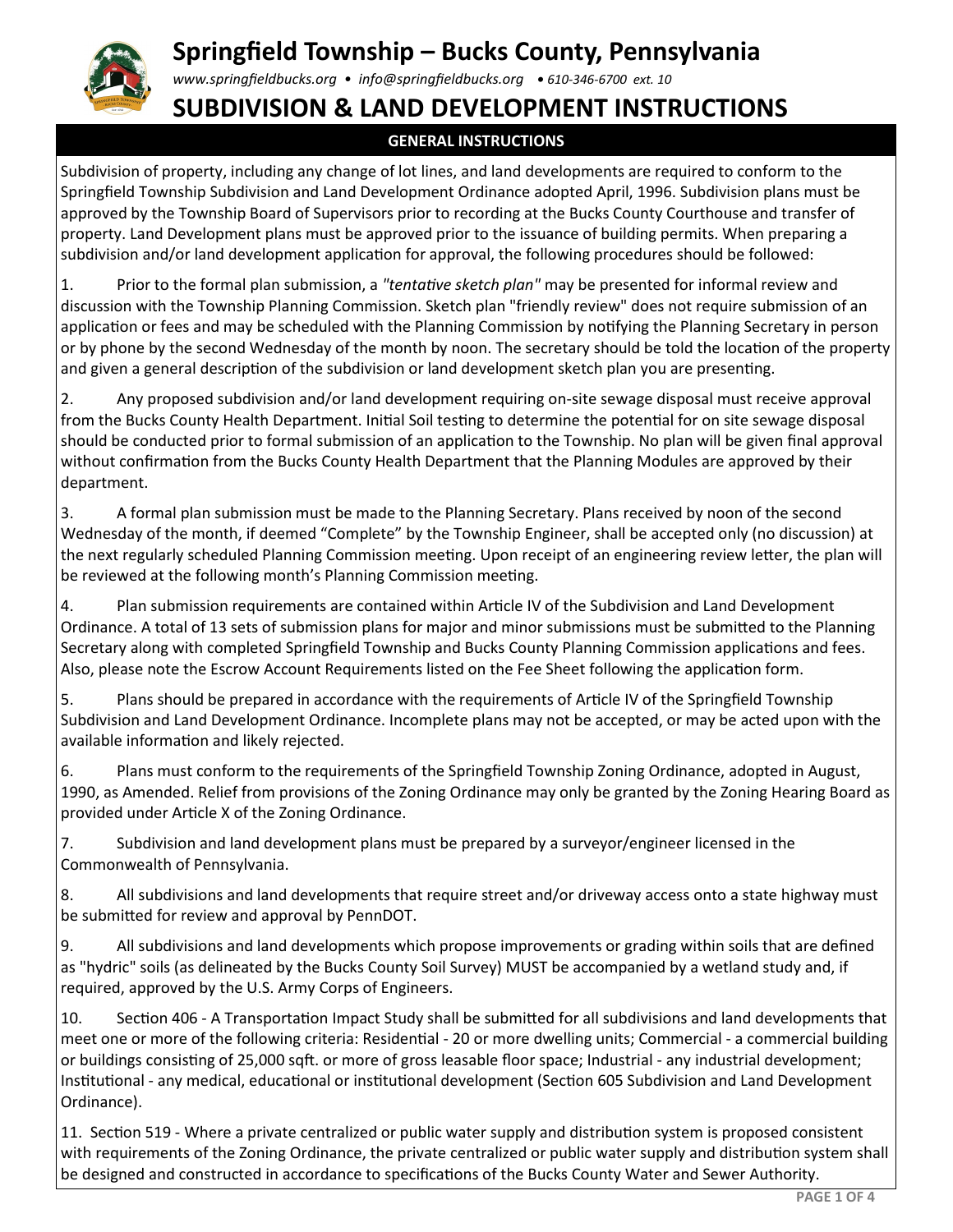# Springfield Township – Bucks County, Pennsylvania

*www.springfieldbucks.org • info@springfieldbucks.org • 610-346-6700 ext. 10*

# SUBDIVISION & LAND DEVELOPMENT INSTRUCTIONS

## GENERAL INSTRUCTIONS

Subdivision of property, including any change of lot lines, and land developments are required to conform to the Springfield Township Subdivision and Land Development Ordinance adopted April, 1996. Subdivision plans must be approved by the Township Board of Supervisors prior to recording at the Bucks County Courthouse and transfer of property. Land Development plans must be approved prior to the issuance of building permits. When preparing a subdivision and/or land development application for approval, the following procedures should be followed:

1. Prior to the formal plan submission, a *"tentative sketch plan"* may be presented for informal review and discussion with the Township Planning Commission. Sketch plan "friendly review" does not require submission of an application or fees and may be scheduled with the Planning Commission by notifying the Planning Secretary in person or by phone by the second Wednesday of the month by noon. The secretary should be told the location of the property and given a general description of the subdivision or land development sketch plan you are presenting.

2. Any proposed subdivision and/or land development requiring on-site sewage disposal must receive approval from the Bucks County Health Department. Initial Soil testing to determine the potential for on site sewage disposal should be conducted prior to formal submission of an application to the Township. No plan will be given final approval without confirmation from the Bucks County Health Department that the Planning Modules are approved by their department.

3. A formal plan submission must be made to the Planning Secretary. Plans received by noon of the second Wednesday of the month, if deemed "Complete" by the Township Engineer, shall be accepted only (no discussion) at the next regularly scheduled Planning Commission meeting. Upon receipt of an engineering review letter, the plan will be reviewed at the following month's Planning Commission meeting.

4. Plan submission requirements are contained within Article IV of the Subdivision and Land Development Ordinance. A total of 13 sets of submission plans for major and minor submissions must be submitted to the Planning Secretary along with completed Springfield Township and Bucks County Planning Commission applications and fees. Also, please note the Escrow Account Requirements listed on the Fee Sheet following the application form.

5. Plans should be prepared in accordance with the requirements of Article IV of the Springfield Township Subdivision and Land Development Ordinance. Incomplete plans may not be accepted, or may be acted upon with the available information and likely rejected.

6. Plans must conform to the requirements of the Springfield Township Zoning Ordinance, adopted in August, 1990, as Amended. Relief from provisions of the Zoning Ordinance may only be granted by the Zoning Hearing Board as provided under Article X of the Zoning Ordinance.

7. Subdivision and land development plans must be prepared by a surveyor/engineer licensed in the Commonwealth of Pennsylvania.

8. All subdivisions and land developments that require street and/or driveway access onto a state highway must be submitted for review and approval by PennDOT.

9. All subdivisions and land developments which propose improvements or grading within soils that are defined as "hydric" soils (as delineated by the Bucks County Soil Survey) MUST be accompanied by a wetland study and, if required, approved by the U.S. Army Corps of Engineers.

10. Section 406 - A Transportation Impact Study shall be submitted for all subdivisions and land developments that meet one or more of the following criteria: Residential - 20 or more dwelling units; Commercial - a commercial building or buildings consisting of 25,000 sqft. or more of gross leasable floor space; Industrial - any industrial development; Institutional - any medical, educational or institutional development (Section 605 Subdivision and Land Development Ordinance).

11. Section 519 - Where a private centralized or public water supply and distribution system is proposed consistent with requirements of the Zoning Ordinance, the private centralized or public water supply and distribution system shall be designed and constructed in accordance to specifications of the Bucks County Water and Sewer Authority.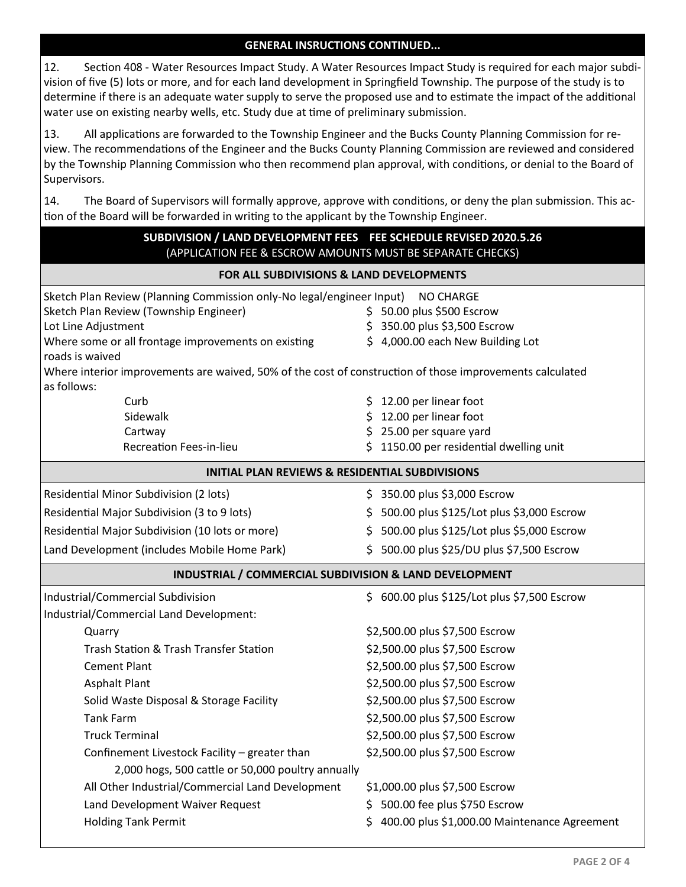## GENERAL INSRUCTIONS CONTINUED...

12. Section 408 - Water Resources Impact Study. A Water Resources Impact Study is required for each major subdivision of five (5) lots or more, and for each land development in Springfield Township. The purpose of the study is to determine if there is an adequate water supply to serve the proposed use and to estimate the impact of the additional water use on existing nearby wells, etc. Study due at time of preliminary submission.

13. All applications are forwarded to the Township Engineer and the Bucks County Planning Commission for review. The recommendations of the Engineer and the Bucks County Planning Commission are reviewed and considered by the Township Planning Commission who then recommend plan approval, with conditions, or denial to the Board of Supervisors.

14. The Board of Supervisors will formally approve, approve with conditions, or deny the plan submission. This action of the Board will be forwarded in writing to the applicant by the Township Engineer.

## SUBDIVISION / LAND DEVELOPMENT FEES FEE SCHEDULE REVISED 2020.5.26

(APPLICATION FEE & ESCROW AMOUNTS MUST BE SEPARATE CHECKS)

### FOR ALL SUBDIVISIONS & LAND DEVELOPMENTS

| Item | Fee |
|---|---|
| Sketch Plan Review (Planning Commission only-No legal/engineer Input) | NO CHARGE |
| Sketch Plan Review (Township Engineer) | $ 50.00 plus $500 Escrow |
| Lot Line Adjustment | $ 350.00 plus $3,500 Escrow |
| Where some or all frontage improvements on existing roads is waived | $ 4,000.00 each New Building Lot |

Where interior improvements are waived, 50% of the cost of construction of those improvements calculated as follows:

| Item | Fee |
|---|---|
| Curb | $ 12.00 per linear foot |
| Sidewalk | $ 12.00 per linear foot |
| Cartway | $ 25.00 per square yard |
| Recreation Fees-in-lieu | $ 1150.00 per residential dwelling unit |

### INITIAL PLAN REVIEWS & RESIDENTIAL SUBDIVISIONS

| Item | Fee |
|---|---|
| Residential Minor Subdivision (2 lots) | $ 350.00 plus $3,000 Escrow |
| Residential Major Subdivision (3 to 9 lots) | $ 500.00 plus $125/Lot plus $3,000 Escrow |
| Residential Major Subdivision (10 lots or more) | $ 500.00 plus $125/Lot plus $5,000 Escrow |
| Land Development (includes Mobile Home Park) | $ 500.00 plus $25/DU plus $7,500 Escrow |

### INDUSTRIAL / COMMERCIAL SUBDIVISION & LAND DEVELOPMENT

| Item | Fee |
|---|---|
| Industrial/Commercial Subdivision | $ 600.00 plus $125/Lot plus $7,500 Escrow |
| Industrial/Commercial Land Development: | |
| Quarry | $2,500.00 plus $7,500 Escrow |
| Trash Station & Trash Transfer Station | $2,500.00 plus $7,500 Escrow |
| Cement Plant | $2,500.00 plus $7,500 Escrow |
| Asphalt Plant | $2,500.00 plus $7,500 Escrow |
| Solid Waste Disposal & Storage Facility | $2,500.00 plus $7,500 Escrow |
| Tank Farm | $2,500.00 plus $7,500 Escrow |
| Truck Terminal | $2,500.00 plus $7,500 Escrow |
| Confinement Livestock Facility – greater than 2,000 hogs, 500 cattle or 50,000 poultry annually | $2,500.00 plus $7,500 Escrow |
| All Other Industrial/Commercial Land Development | $1,000.00 plus $7,500 Escrow |
| Land Development Waiver Request | $ 500.00 fee plus $750 Escrow |
| Holding Tank Permit | $ 400.00 plus $1,000.00 Maintenance Agreement |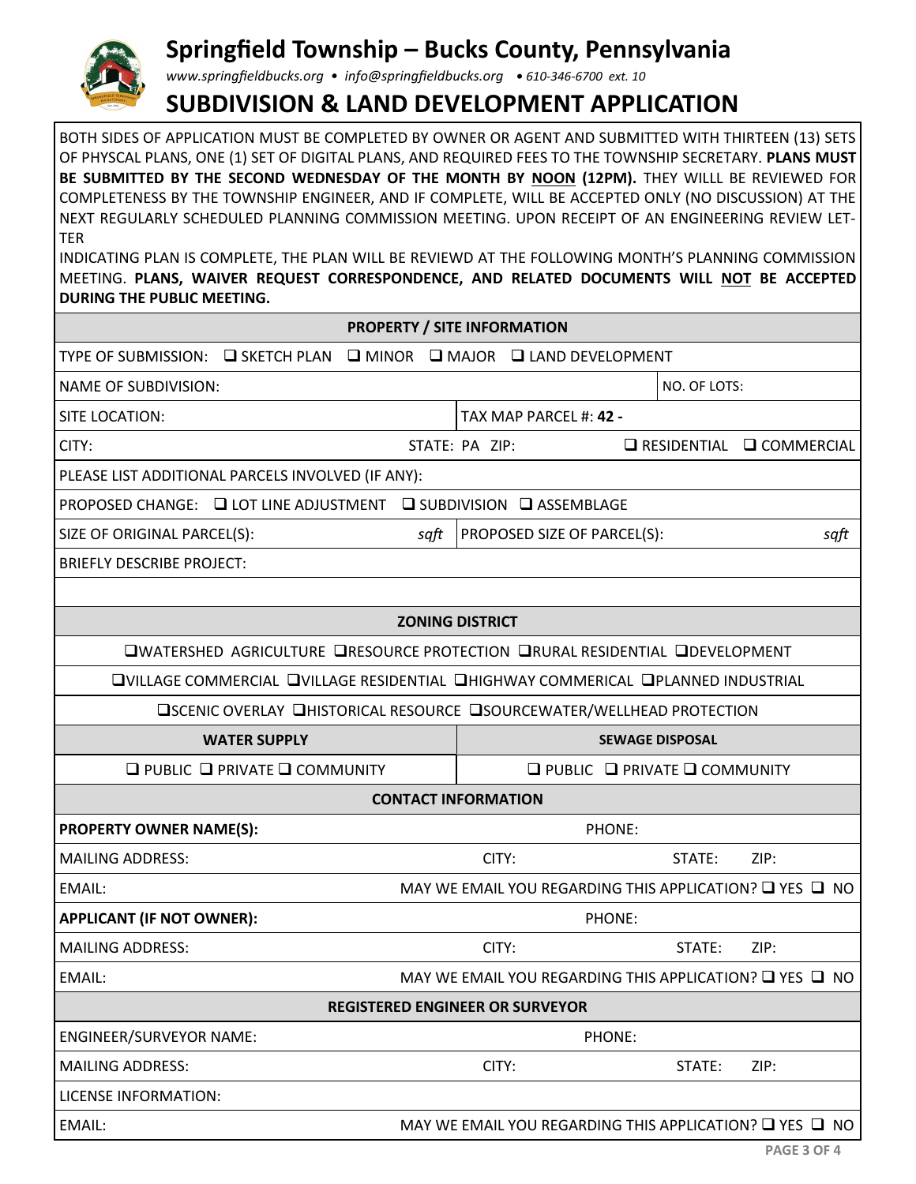# Springfield Township – Bucks County, Pennsylvania

*www.springfieldbucks.org • info@springfieldbucks.org • 610-346-6700 ext. 10*

# SUBDIVISION & LAND DEVELOPMENT APPLICATION

BOTH SIDES OF APPLICATION MUST BE COMPLETED BY OWNER OR AGENT AND SUBMITTED WITH THIRTEEN (13) SETS OF PHYSCAL PLANS, ONE (1) SET OF DIGITAL PLANS, AND REQUIRED FEES TO THE TOWNSHIP SECRETARY. **PLANS MUST BE SUBMITTED BY THE SECOND WEDNESDAY OF THE MONTH BY NOON (12PM).** THEY WILLL BE REVIEWED FOR COMPLETENESS BY THE TOWNSHIP ENGINEER, AND IF COMPLETE, WILL BE ACCEPTED ONLY (NO DISCUSSION) AT THE NEXT REGULARLY SCHEDULED PLANNING COMMISSION MEETING. UPON RECEIPT OF AN ENGINEERING REVIEW LETTER INDICATING PLAN IS COMPLETE, THE PLAN WILL BE REVIEWD AT THE FOLLOWING MONTH'S PLANNING COMMISSION MEETING. **PLANS, WAIVER REQUEST CORRESPONDENCE, AND RELATED DOCUMENTS WILL NOT BE ACCEPTED DURING THE PUBLIC MEETING.**

| **PROPERTY / SITE INFORMATION** | | |
|---|---|---|
| TYPE OF SUBMISSION: ❑ SKETCH PLAN ❑ MINOR ❑ MAJOR ❑ LAND DEVELOPMENT | | |
| NAME OF SUBDIVISION: | | NO. OF LOTS: |
| SITE LOCATION: | TAX MAP PARCEL #: **42 -** | |
| CITY: STATE: PA | ZIP: | ❑ RESIDENTIAL ❑ COMMERCIAL |
| PLEASE LIST ADDITIONAL PARCELS INVOLVED (IF ANY): | | |
| PROPOSED CHANGE: ❑ LOT LINE ADJUSTMENT ❑ SUBDIVISION ❑ ASSEMBLAGE | | |
| SIZE OF ORIGINAL PARCEL(S): *sqft* | PROPOSED SIZE OF PARCEL(S): *sqft* | |
| BRIEFLY DESCRIBE PROJECT: | | |
| | | |

| **ZONING DISTRICT** |
|---|
| ❑WATERSHED AGRICULTURE ❑RESOURCE PROTECTION ❑RURAL RESIDENTIAL ❑DEVELOPMENT |
| ❑VILLAGE COMMERCIAL ❑VILLAGE RESIDENTIAL ❑HIGHWAY COMMERICAL ❑PLANNED INDUSTRIAL |
| ❑SCENIC OVERLAY ❑HISTORICAL RESOURCE ❑SOURCEWATER/WELLHEAD PROTECTION |

| **WATER SUPPLY** | **SEWAGE DISPOSAL** |
|---|---|
| ❑ PUBLIC ❑ PRIVATE ❑ COMMUNITY | ❑ PUBLIC ❑ PRIVATE ❑ COMMUNITY |

| **CONTACT INFORMATION** | | | |
|---|---|---|---|
| **PROPERTY OWNER NAME(S):** | | PHONE: | |
| MAILING ADDRESS: | CITY: | STATE: | ZIP: |
| EMAIL: | MAY WE EMAIL YOU REGARDING THIS APPLICATION? ❑ YES ❑ NO | | |
| **APPLICANT (IF NOT OWNER):** | | PHONE: | |
| MAILING ADDRESS: | CITY: | STATE: | ZIP: |
| EMAIL: | MAY WE EMAIL YOU REGARDING THIS APPLICATION? ❑ YES ❑ NO | | |
| **REGISTERED ENGINEER OR SURVEYOR** | | | |
| ENGINEER/SURVEYOR NAME: | | PHONE: | |
| MAILING ADDRESS: | CITY: | STATE: | ZIP: |
| LICENSE INFORMATION: | | | |
| EMAIL: | MAY WE EMAIL YOU REGARDING THIS APPLICATION? ❑ YES ❑ NO | | |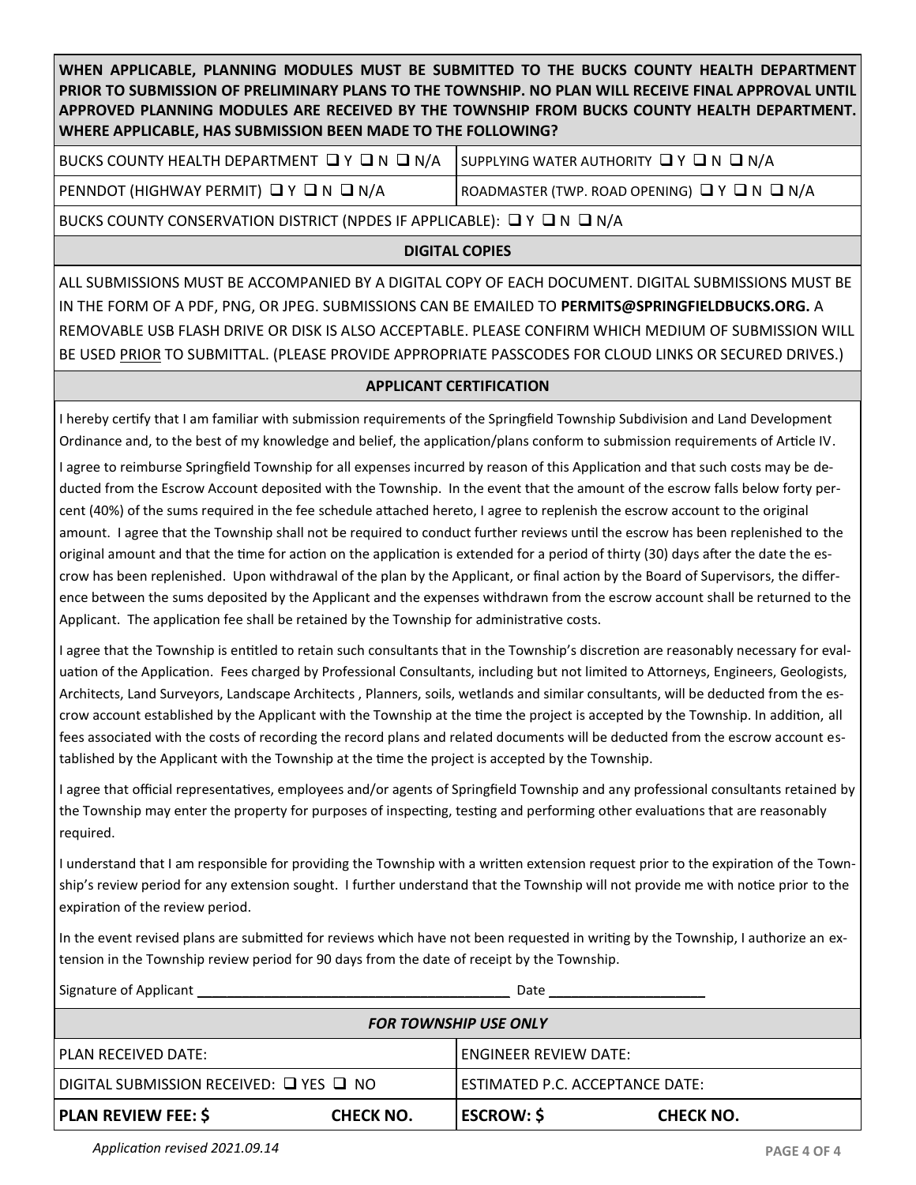**WHEN APPLICABLE, PLANNING MODULES MUST BE SUBMITTED TO THE BUCKS COUNTY HEALTH DEPARTMENT PRIOR TO SUBMISSION OF PRELIMINARY PLANS TO THE TOWNSHIP. NO PLAN WILL RECEIVE FINAL APPROVAL UNTIL APPROVED PLANNING MODULES ARE RECEIVED BY THE TOWNSHIP FROM BUCKS COUNTY HEALTH DEPARTMENT. WHERE APPLICABLE, HAS SUBMISSION BEEN MADE TO THE FOLLOWING?**

| | |
|---|---|
| BUCKS COUNTY HEALTH DEPARTMENT ❑ Y ❑ N ❑ N/A | SUPPLYING WATER AUTHORITY ❑ Y ❑ N ❑ N/A |
| PENNDOT (HIGHWAY PERMIT) ❑ Y ❑ N ❑ N/A | ROADMASTER (TWP. ROAD OPENING) ❑ Y ❑ N ❑ N/A |
| BUCKS COUNTY CONSERVATION DISTRICT (NPDES IF APPLICABLE): ❑ Y ❑ N ❑ N/A | |

## DIGITAL COPIES

ALL SUBMISSIONS MUST BE ACCOMPANIED BY A DIGITAL COPY OF EACH DOCUMENT. DIGITAL SUBMISSIONS MUST BE IN THE FORM OF A PDF, PNG, OR JPEG. SUBMISSIONS CAN BE EMAILED TO **PERMITS@SPRINGFIELDBUCKS.ORG.** A REMOVABLE USB FLASH DRIVE OR DISK IS ALSO ACCEPTABLE. PLEASE CONFIRM WHICH MEDIUM OF SUBMISSION WILL BE USED PRIOR TO SUBMITTAL. (PLEASE PROVIDE APPROPRIATE PASSCODES FOR CLOUD LINKS OR SECURED DRIVES.)

## APPLICANT CERTIFICATION

I hereby certify that I am familiar with submission requirements of the Springfield Township Subdivision and Land Development Ordinance and, to the best of my knowledge and belief, the application/plans conform to submission requirements of Article IV.

I agree to reimburse Springfield Township for all expenses incurred by reason of this Application and that such costs may be deducted from the Escrow Account deposited with the Township. In the event that the amount of the escrow falls below forty percent (40%) of the sums required in the fee schedule attached hereto, I agree to replenish the escrow account to the original amount. I agree that the Township shall not be required to conduct further reviews until the escrow has been replenished to the original amount and that the time for action on the application is extended for a period of thirty (30) days after the date the escrow has been replenished. Upon withdrawal of the plan by the Applicant, or final action by the Board of Supervisors, the difference between the sums deposited by the Applicant and the expenses withdrawn from the escrow account shall be returned to the Applicant. The application fee shall be retained by the Township for administrative costs.

I agree that the Township is entitled to retain such consultants that in the Township's discretion are reasonably necessary for evaluation of the Application. Fees charged by Professional Consultants, including but not limited to Attorneys, Engineers, Geologists, Architects, Land Surveyors, Landscape Architects , Planners, soils, wetlands and similar consultants, will be deducted from the escrow account established by the Applicant with the Township at the time the project is accepted by the Township. In addition, all fees associated with the costs of recording the record plans and related documents will be deducted from the escrow account established by the Applicant with the Township at the time the project is accepted by the Township.

I agree that official representatives, employees and/or agents of Springfield Township and any professional consultants retained by the Township may enter the property for purposes of inspecting, testing and performing other evaluations that are reasonably required.

I understand that I am responsible for providing the Township with a written extension request prior to the expiration of the Township's review period for any extension sought. I further understand that the Township will not provide me with notice prior to the expiration of the review period.

In the event revised plans are submitted for reviews which have not been requested in writing by the Township, I authorize an extension in the Township review period for 90 days from the date of receipt by the Township.

Signature of Applicant ________________________________________ Date ____________________

### *FOR TOWNSHIP USE ONLY*

| | | | |
|---|---|---|---|
| PLAN RECEIVED DATE: | | ENGINEER REVIEW DATE: | |
| DIGITAL SUBMISSION RECEIVED: ❑ YES ❑ NO | | ESTIMATED P.C. ACCEPTANCE DATE: | |
| **PLAN REVIEW FEE: $** | **CHECK NO.** | **ESCROW: $** | **CHECK NO.** |

*Application revised 2021.09.14*